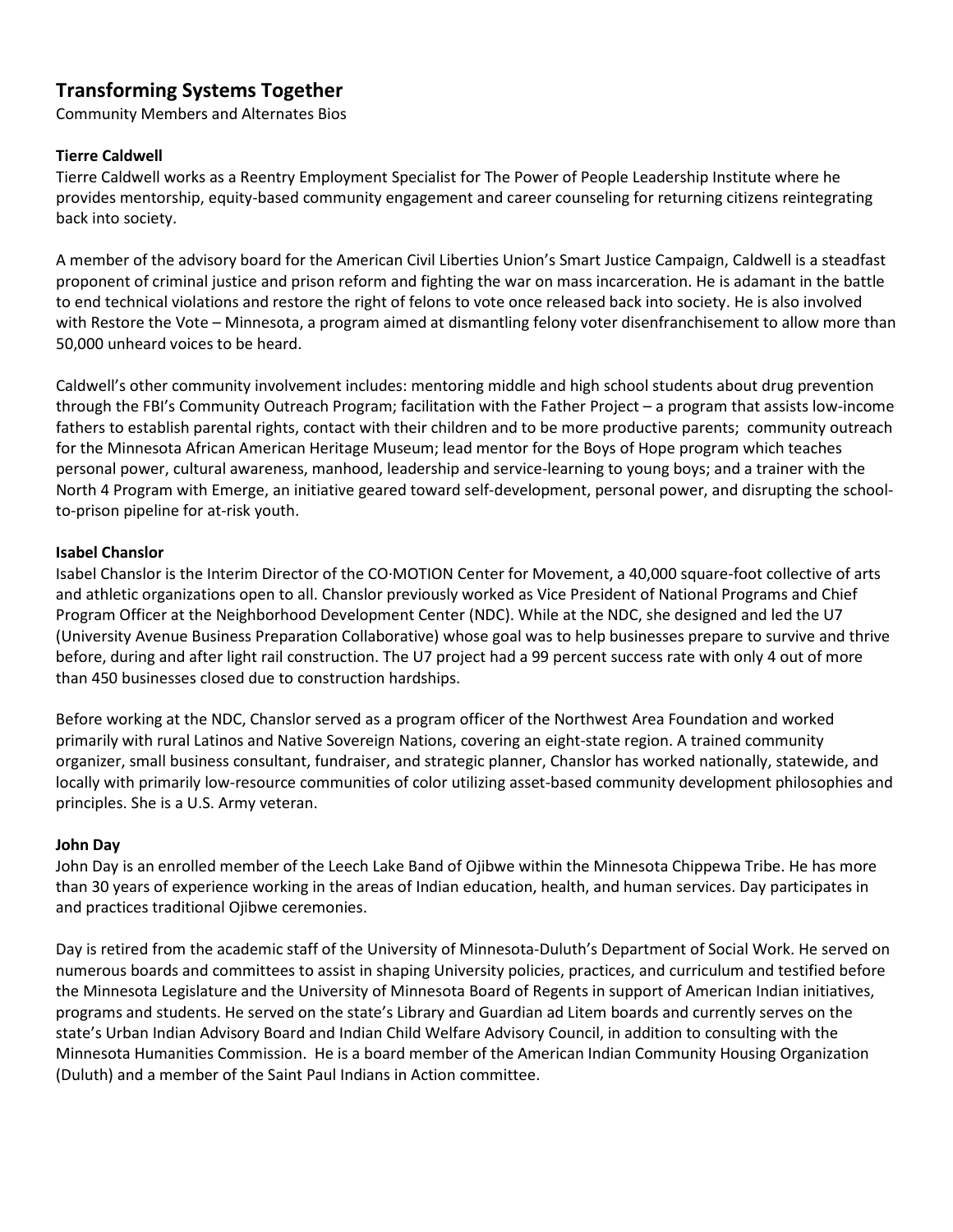# Transforming Systems Together

Community Members and Alternates Bios

**Tierre Caldwell**

Tierre Caldwell works as a Reentry Employment Specialist for The Power of People Leadership Institute where he provides mentorship, equity-based community engagement and career counseling for returning citizens reintegrating back into society.

A member of the advisory board for the American Civil Liberties Union's Smart Justice Campaign, Caldwell is a steadfast proponent of criminal justice and prison reform and fighting the war on mass incarceration. He is adamant in the battle to end technical violations and restore the right of felons to vote once released back into society. He is also involved with Restore the Vote – Minnesota, a program aimed at dismantling felony voter disenfranchisement to allow more than 50,000 unheard voices to be heard.

Caldwell's other community involvement includes: mentoring middle and high school students about drug prevention through the FBI's Community Outreach Program; facilitation with the Father Project – a program that assists low-income fathers to establish parental rights, contact with their children and to be more productive parents; community outreach for the Minnesota African American Heritage Museum; lead mentor for the Boys of Hope program which teaches personal power, cultural awareness, manhood, leadership and service-learning to young boys; and a trainer with the North 4 Program with Emerge, an initiative geared toward self-development, personal power, and disrupting the school-to-prison pipeline for at-risk youth.

**Isabel Chanslor**

Isabel Chanslor is the Interim Director of the CO·MOTION Center for Movement, a 40,000 square-foot collective of arts and athletic organizations open to all. Chanslor previously worked as Vice President of National Programs and Chief Program Officer at the Neighborhood Development Center (NDC). While at the NDC, she designed and led the U7 (University Avenue Business Preparation Collaborative) whose goal was to help businesses prepare to survive and thrive before, during and after light rail construction. The U7 project had a 99 percent success rate with only 4 out of more than 450 businesses closed due to construction hardships.

Before working at the NDC, Chanslor served as a program officer of the Northwest Area Foundation and worked primarily with rural Latinos and Native Sovereign Nations, covering an eight-state region. A trained community organizer, small business consultant, fundraiser, and strategic planner, Chanslor has worked nationally, statewide, and locally with primarily low-resource communities of color utilizing asset-based community development philosophies and principles. She is a U.S. Army veteran.

**John Day**

John Day is an enrolled member of the Leech Lake Band of Ojibwe within the Minnesota Chippewa Tribe. He has more than 30 years of experience working in the areas of Indian education, health, and human services. Day participates in and practices traditional Ojibwe ceremonies.

Day is retired from the academic staff of the University of Minnesota-Duluth's Department of Social Work. He served on numerous boards and committees to assist in shaping University policies, practices, and curriculum and testified before the Minnesota Legislature and the University of Minnesota Board of Regents in support of American Indian initiatives, programs and students. He served on the state's Library and Guardian ad Litem boards and currently serves on the state's Urban Indian Advisory Board and Indian Child Welfare Advisory Council, in addition to consulting with the Minnesota Humanities Commission. He is a board member of the American Indian Community Housing Organization (Duluth) and a member of the Saint Paul Indians in Action committee.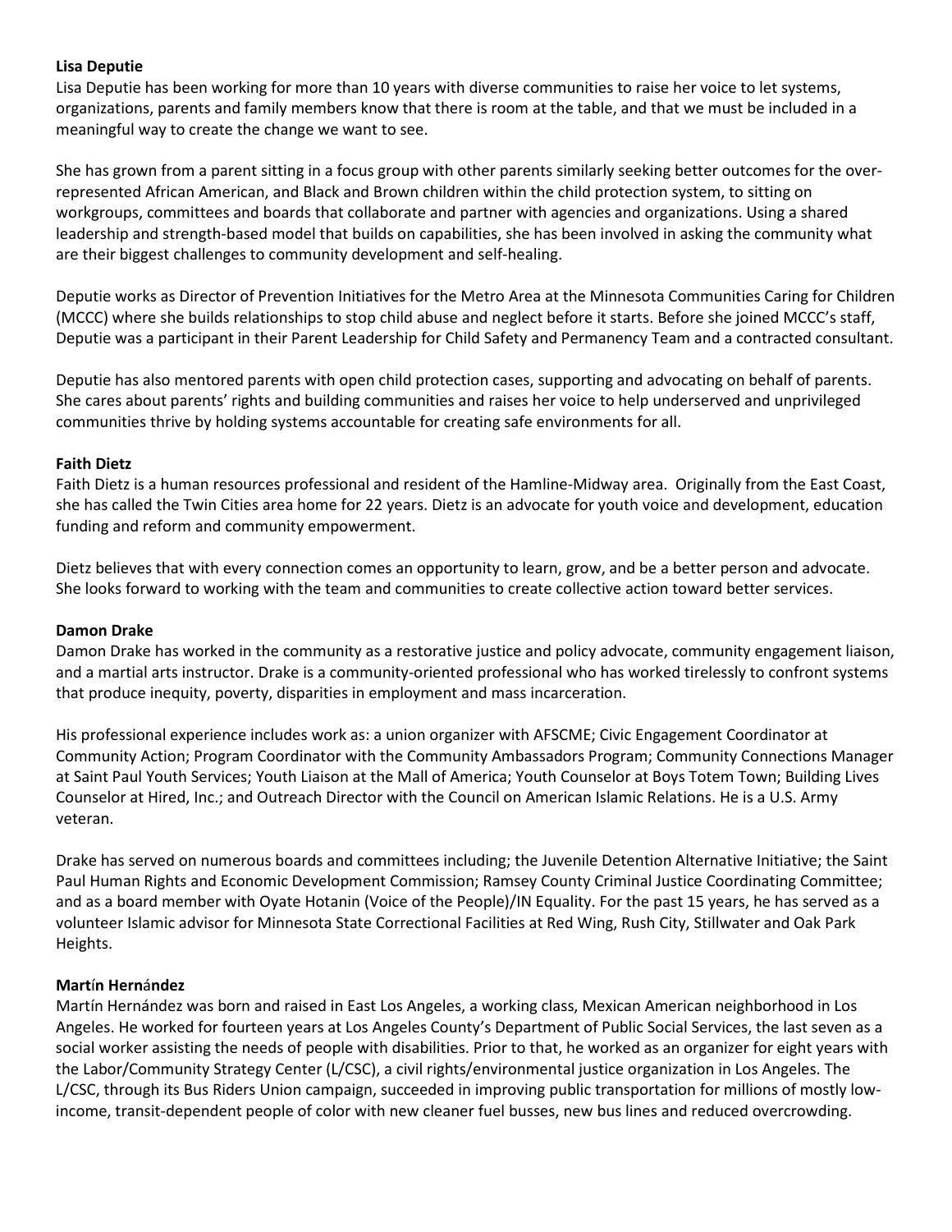**Lisa Deputie**

Lisa Deputie has been working for more than 10 years with diverse communities to raise her voice to let systems, organizations, parents and family members know that there is room at the table, and that we must be included in a meaningful way to create the change we want to see.

She has grown from a parent sitting in a focus group with other parents similarly seeking better outcomes for the over-represented African American, and Black and Brown children within the child protection system, to sitting on workgroups, committees and boards that collaborate and partner with agencies and organizations. Using a shared leadership and strength-based model that builds on capabilities, she has been involved in asking the community what are their biggest challenges to community development and self-healing.

Deputie works as Director of Prevention Initiatives for the Metro Area at the Minnesota Communities Caring for Children (MCCC) where she builds relationships to stop child abuse and neglect before it starts. Before she joined MCCC's staff, Deputie was a participant in their Parent Leadership for Child Safety and Permanency Team and a contracted consultant.

Deputie has also mentored parents with open child protection cases, supporting and advocating on behalf of parents. She cares about parents' rights and building communities and raises her voice to help underserved and unprivileged communities thrive by holding systems accountable for creating safe environments for all.

**Faith Dietz**

Faith Dietz is a human resources professional and resident of the Hamline-Midway area. Originally from the East Coast, she has called the Twin Cities area home for 22 years. Dietz is an advocate for youth voice and development, education funding and reform and community empowerment.

Dietz believes that with every connection comes an opportunity to learn, grow, and be a better person and advocate. She looks forward to working with the team and communities to create collective action toward better services.

**Damon Drake**

Damon Drake has worked in the community as a restorative justice and policy advocate, community engagement liaison, and a martial arts instructor. Drake is a community-oriented professional who has worked tirelessly to confront systems that produce inequity, poverty, disparities in employment and mass incarceration.

His professional experience includes work as: a union organizer with AFSCME; Civic Engagement Coordinator at Community Action; Program Coordinator with the Community Ambassadors Program; Community Connections Manager at Saint Paul Youth Services; Youth Liaison at the Mall of America; Youth Counselor at Boys Totem Town; Building Lives Counselor at Hired, Inc.; and Outreach Director with the Council on American Islamic Relations. He is a U.S. Army veteran.

Drake has served on numerous boards and committees including; the Juvenile Detention Alternative Initiative; the Saint Paul Human Rights and Economic Development Commission; Ramsey County Criminal Justice Coordinating Committee; and as a board member with Oyate Hotanin (Voice of the People)/IN Equality. For the past 15 years, he has served as a volunteer Islamic advisor for Minnesota State Correctional Facilities at Red Wing, Rush City, Stillwater and Oak Park Heights.

**Martín Hernández**

Martín Hernández was born and raised in East Los Angeles, a working class, Mexican American neighborhood in Los Angeles. He worked for fourteen years at Los Angeles County's Department of Public Social Services, the last seven as a social worker assisting the needs of people with disabilities. Prior to that, he worked as an organizer for eight years with the Labor/Community Strategy Center (L/CSC), a civil rights/environmental justice organization in Los Angeles. The L/CSC, through its Bus Riders Union campaign, succeeded in improving public transportation for millions of mostly low-income, transit-dependent people of color with new cleaner fuel busses, new bus lines and reduced overcrowding.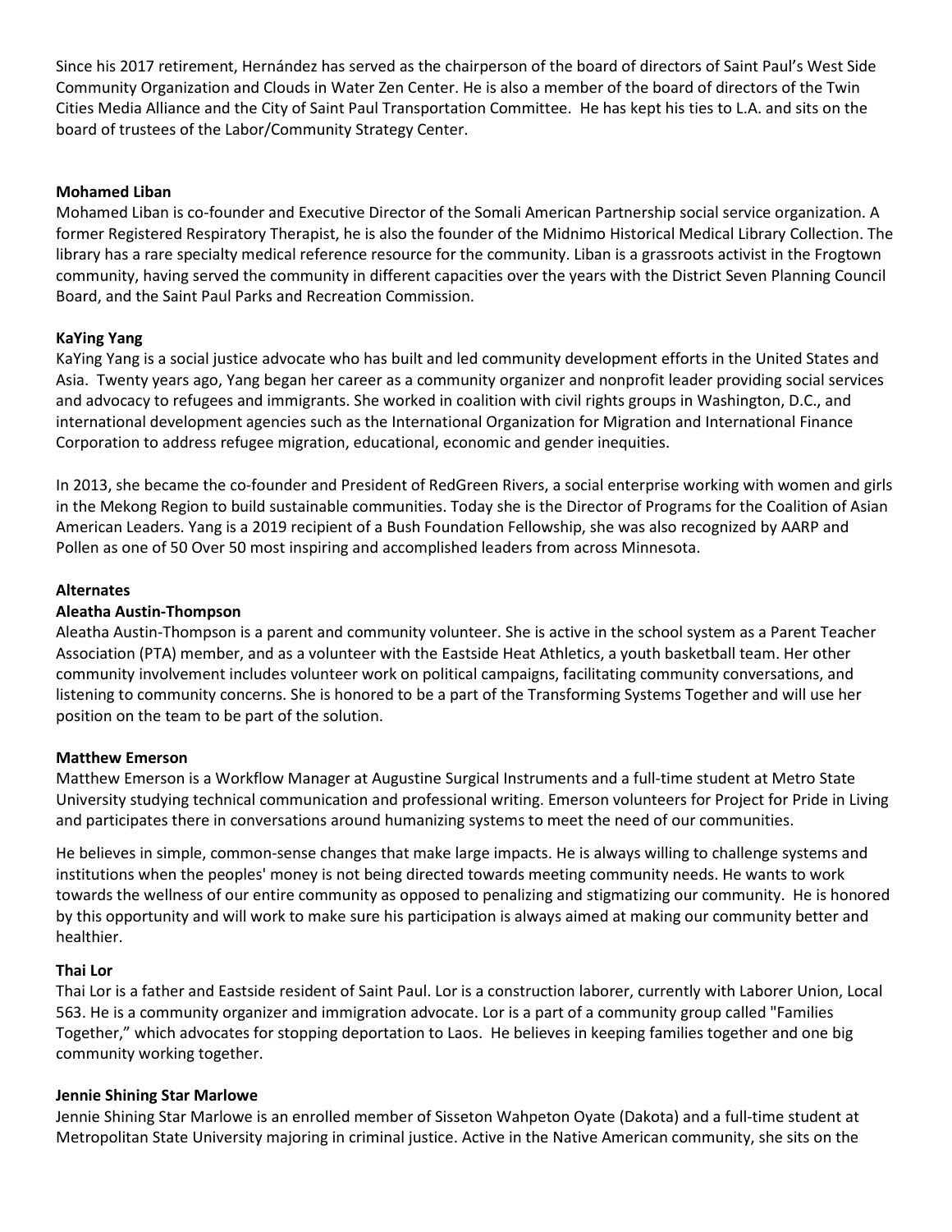Since his 2017 retirement, Hernández has served as the chairperson of the board of directors of Saint Paul's West Side Community Organization and Clouds in Water Zen Center. He is also a member of the board of directors of the Twin Cities Media Alliance and the City of Saint Paul Transportation Committee. He has kept his ties to L.A. and sits on the board of trustees of the Labor/Community Strategy Center.

**Mohamed Liban**

Mohamed Liban is co-founder and Executive Director of the Somali American Partnership social service organization. A former Registered Respiratory Therapist, he is also the founder of the Midnimo Historical Medical Library Collection. The library has a rare specialty medical reference resource for the community. Liban is a grassroots activist in the Frogtown community, having served the community in different capacities over the years with the District Seven Planning Council Board, and the Saint Paul Parks and Recreation Commission.

**KaYing Yang**

KaYing Yang is a social justice advocate who has built and led community development efforts in the United States and Asia. Twenty years ago, Yang began her career as a community organizer and nonprofit leader providing social services and advocacy to refugees and immigrants. She worked in coalition with civil rights groups in Washington, D.C., and international development agencies such as the International Organization for Migration and International Finance Corporation to address refugee migration, educational, economic and gender inequities.

In 2013, she became the co-founder and President of RedGreen Rivers, a social enterprise working with women and girls in the Mekong Region to build sustainable communities. Today she is the Director of Programs for the Coalition of Asian American Leaders. Yang is a 2019 recipient of a Bush Foundation Fellowship, she was also recognized by AARP and Pollen as one of 50 Over 50 most inspiring and accomplished leaders from across Minnesota.

**Alternates**

**Aleatha Austin-Thompson**

Aleatha Austin-Thompson is a parent and community volunteer. She is active in the school system as a Parent Teacher Association (PTA) member, and as a volunteer with the Eastside Heat Athletics, a youth basketball team. Her other community involvement includes volunteer work on political campaigns, facilitating community conversations, and listening to community concerns. She is honored to be a part of the Transforming Systems Together and will use her position on the team to be part of the solution.

**Matthew Emerson**

Matthew Emerson is a Workflow Manager at Augustine Surgical Instruments and a full-time student at Metro State University studying technical communication and professional writing. Emerson volunteers for Project for Pride in Living and participates there in conversations around humanizing systems to meet the need of our communities.

He believes in simple, common-sense changes that make large impacts. He is always willing to challenge systems and institutions when the peoples' money is not being directed towards meeting community needs. He wants to work towards the wellness of our entire community as opposed to penalizing and stigmatizing our community. He is honored by this opportunity and will work to make sure his participation is always aimed at making our community better and healthier.

**Thai Lor**

Thai Lor is a father and Eastside resident of Saint Paul. Lor is a construction laborer, currently with Laborer Union, Local 563. He is a community organizer and immigration advocate. Lor is a part of a community group called "Families Together," which advocates for stopping deportation to Laos. He believes in keeping families together and one big community working together.

**Jennie Shining Star Marlowe**

Jennie Shining Star Marlowe is an enrolled member of Sisseton Wahpeton Oyate (Dakota) and a full-time student at Metropolitan State University majoring in criminal justice. Active in the Native American community, she sits on the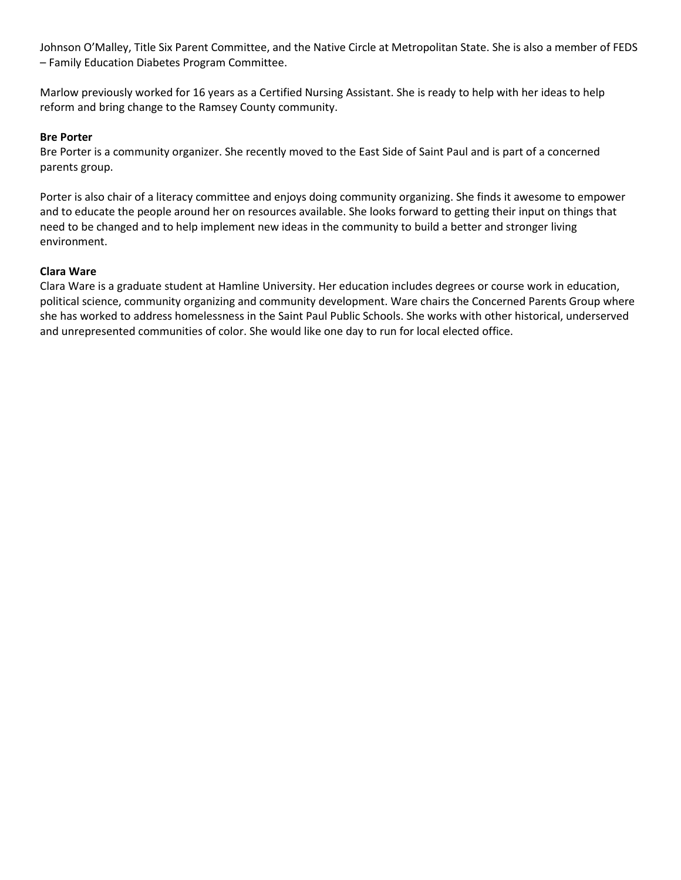Johnson O'Malley, Title Six Parent Committee, and the Native Circle at Metropolitan State. She is also a member of FEDS – Family Education Diabetes Program Committee.

Marlow previously worked for 16 years as a Certified Nursing Assistant. She is ready to help with her ideas to help reform and bring change to the Ramsey County community.

**Bre Porter**

Bre Porter is a community organizer. She recently moved to the East Side of Saint Paul and is part of a concerned parents group.

Porter is also chair of a literacy committee and enjoys doing community organizing. She finds it awesome to empower and to educate the people around her on resources available. She looks forward to getting their input on things that need to be changed and to help implement new ideas in the community to build a better and stronger living environment.

**Clara Ware**

Clara Ware is a graduate student at Hamline University. Her education includes degrees or course work in education, political science, community organizing and community development. Ware chairs the Concerned Parents Group where she has worked to address homelessness in the Saint Paul Public Schools. She works with other historical, underserved and unrepresented communities of color. She would like one day to run for local elected office.